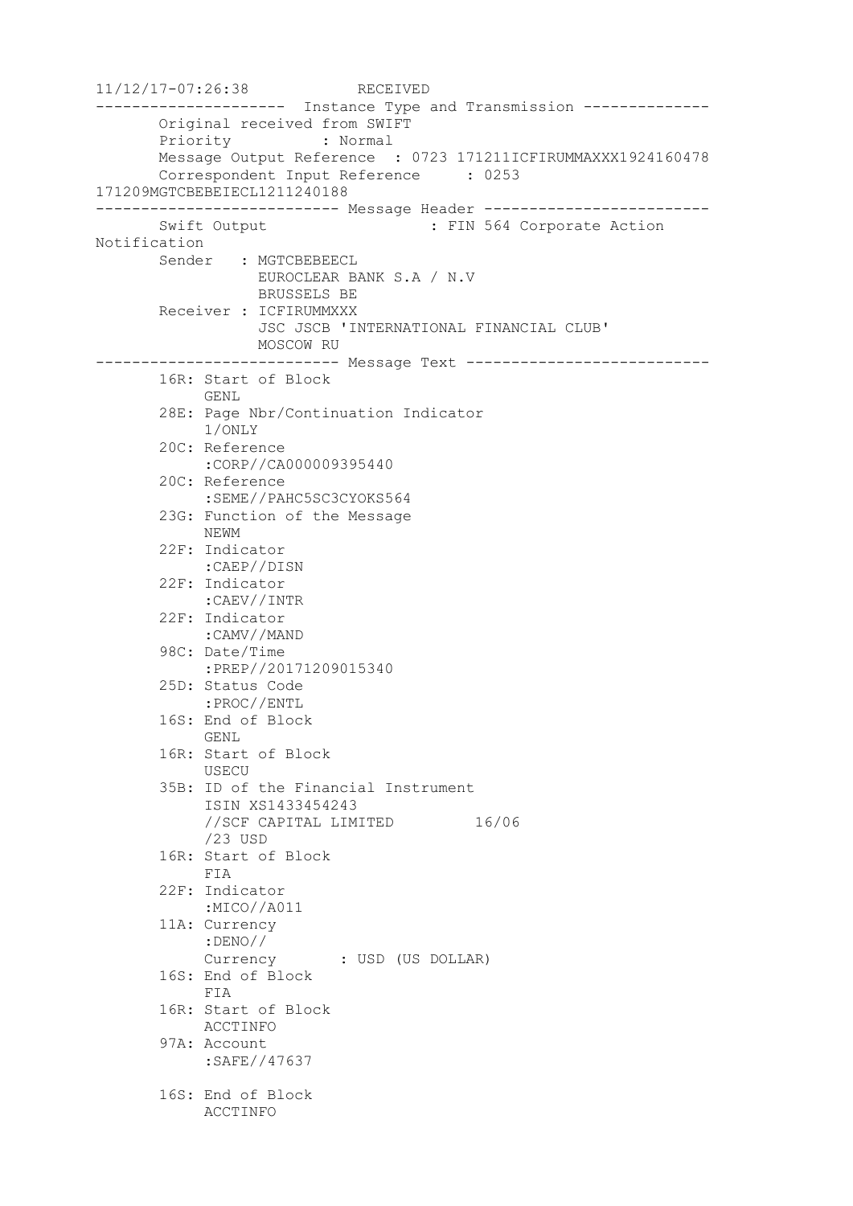```
11/12/17-07:26:38            RECEIVED
---------------------  Instance Type and Transmission --------------
       Original received from SWIFT
       Priority          : Normal
       Message Output Reference  : 0723 171211ICFIRUMMAXXX1924160478
       Correspondent Input Reference     : 0253
171209MGTCBEBEIECL1211240188
--------------------------- Message Header -------------------------
       Swift Output                  : FIN 564 Corporate Action
Notification
       Sender   : MGTCBEBEECL
                  EUROCLEAR BANK S.A / N.V
                  BRUSSELS BE
       Receiver : ICFIRUMMXXX
                  JSC JSCB 'INTERNATIONAL FINANCIAL CLUB'
                  MOSCOW RU
--------------------------- Message Text ---------------------------
       16R: Start of Block
            GENL
       28E: Page Nbr/Continuation Indicator
            1/ONLY
       20C: Reference
            :CORP//CA000009395440
       20C: Reference
            :SEME//PAHC5SC3CYOKS564
       23G: Function of the Message
            NEWM
       22F: Indicator
            :CAEP//DISN
       22F: Indicator
            :CAEV//INTR
       22F: Indicator
            :CAMV//MAND
       98C: Date/Time
            :PREP//20171209015340
       25D: Status Code
            :PROC//ENTL
       16S: End of Block
            GENL
       16R: Start of Block
            USECU
       35B: ID of the Financial Instrument
            ISIN XS1433454243
            //SCF CAPITAL LIMITED         16/06
            /23 USD
       16R: Start of Block
            FIA
       22F: Indicator
            :MICO//A011
       11A: Currency
            :DENO//
            Currency       : USD (US DOLLAR)
       16S: End of Block
            FIA
       16R: Start of Block
            ACCTINFO
       97A: Account
            :SAFE//47637

       16S: End of Block
            ACCTINFO
```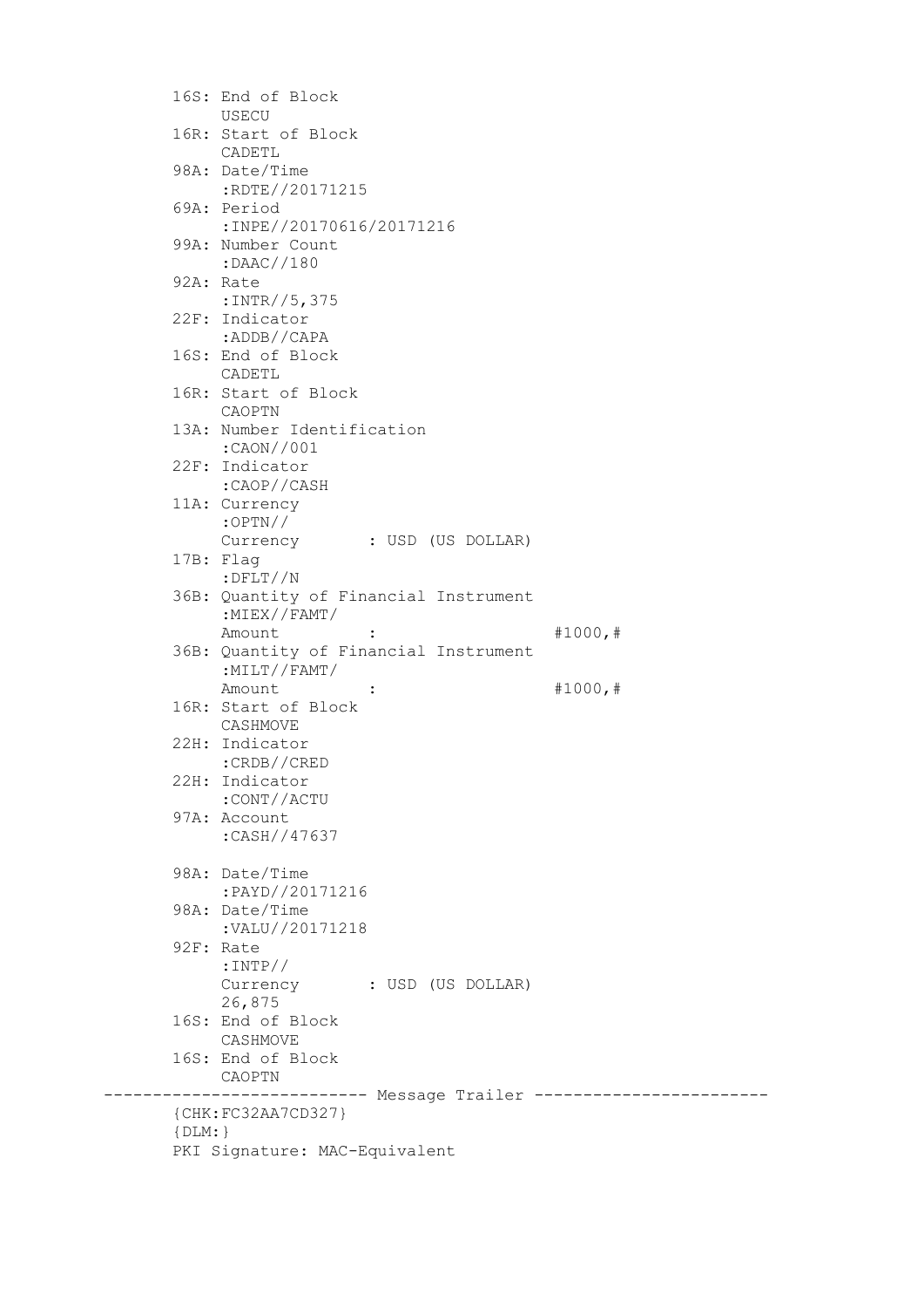```
        16S: End of Block
             USECU
        16R: Start of Block
             CADETL
        98A: Date/Time
             :RDTE//20171215
        69A: Period
             :INPE//20170616/20171216
        99A: Number Count
             :DAAC//180
        92A: Rate
             :INTR//5,375
        22F: Indicator
             :ADDB//CAPA
        16S: End of Block
             CADETL
        16R: Start of Block
             CAOPTN
        13A: Number Identification
             :CAON//001
        22F: Indicator
             :CAOP//CASH
        11A: Currency
             :OPTN//
             Currency       : USD (US DOLLAR)
        17B: Flag
             :DFLT//N
        36B: Quantity of Financial Instrument
             :MIEX//FAMT/
             Amount         :                   #1000,#
        36B: Quantity of Financial Instrument
             :MILT//FAMT/
             Amount         :                   #1000,#
        16R: Start of Block
             CASHMOVE
        22H: Indicator
             :CRDB//CRED
        22H: Indicator
             :CONT//ACTU
        97A: Account
             :CASH//47637

        98A: Date/Time
             :PAYD//20171216
        98A: Date/Time
             :VALU//20171218
        92F: Rate
             :INTP//
             Currency       : USD (US DOLLAR)
             26,875
        16S: End of Block
             CASHMOVE
        16S: End of Block
             CAOPTN
--------------------------- Message Trailer ------------------------
        {CHK:FC32AA7CD327}
        {DLM:}
        PKI Signature: MAC-Equivalent
```